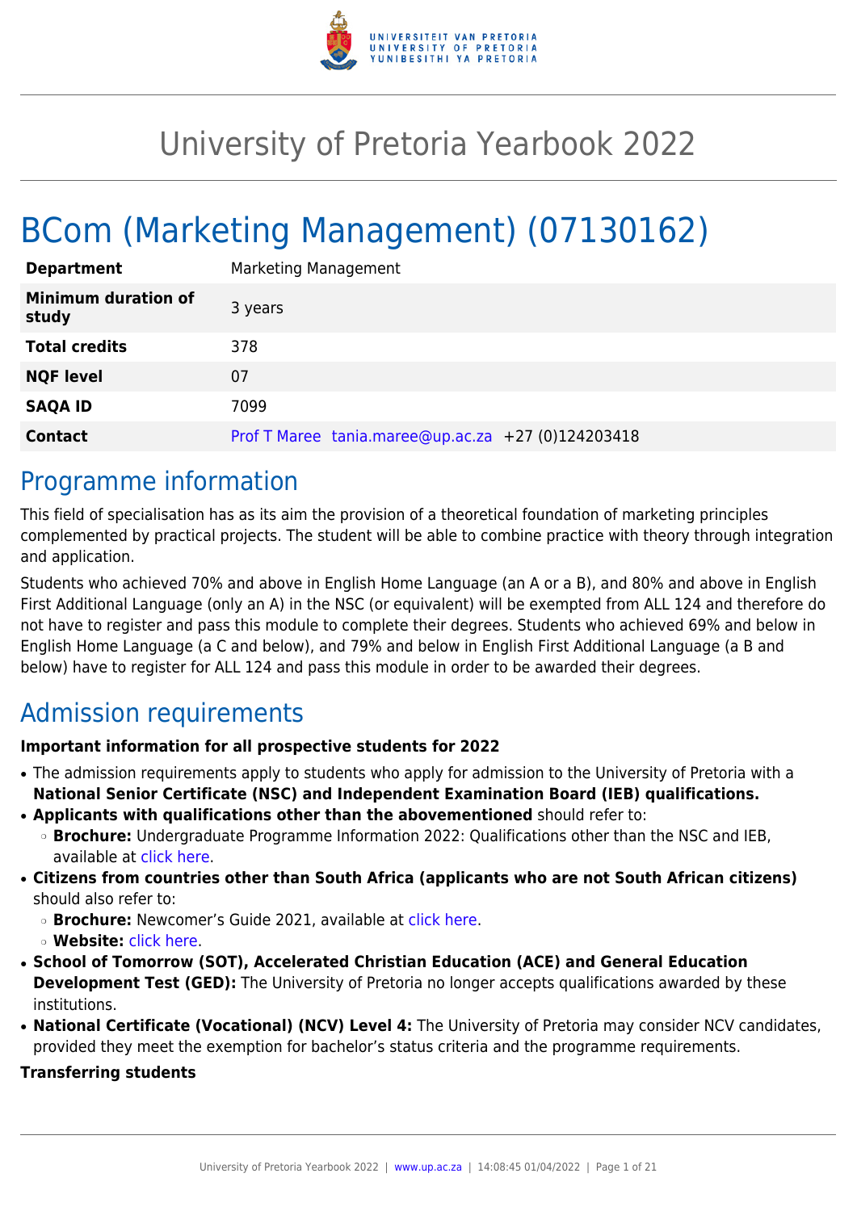# University of Pretoria Yearbook 2022

## BCom (Marketing Management) (07130162)

| | |
|---|---|
| **Department** | Marketing Management |
| **Minimum duration of study** | 3 years |
| **Total credits** | 378 |
| **NQF level** | 07 |
| **SAQA ID** | 7099 |
| **Contact** | Prof T Maree tania.maree@up.ac.za +27 (0)124203418 |

## Programme information

This field of specialisation has as its aim the provision of a theoretical foundation of marketing principles complemented by practical projects. The student will be able to combine practice with theory through integration and application.

Students who achieved 70% and above in English Home Language (an A or a B), and 80% and above in English First Additional Language (only an A) in the NSC (or equivalent) will be exempted from ALL 124 and therefore do not have to register and pass this module to complete their degrees. Students who achieved 69% and below in English Home Language (a C and below), and 79% and below in English First Additional Language (a B and below) have to register for ALL 124 and pass this module in order to be awarded their degrees.

## Admission requirements

**Important information for all prospective students for 2022**

- The admission requirements apply to students who apply for admission to the University of Pretoria with a **National Senior Certificate (NSC) and Independent Examination Board (IEB) qualifications.**
- **Applicants with qualifications other than the abovementioned** should refer to:
  - **Brochure:** Undergraduate Programme Information 2022: Qualifications other than the NSC and IEB, available at click here.
- **Citizens from countries other than South Africa (applicants who are not South African citizens)** should also refer to:
  - **Brochure:** Newcomer's Guide 2021, available at click here.
  - **Website:** click here.
- **School of Tomorrow (SOT), Accelerated Christian Education (ACE) and General Education Development Test (GED):** The University of Pretoria no longer accepts qualifications awarded by these institutions.
- **National Certificate (Vocational) (NCV) Level 4:** The University of Pretoria may consider NCV candidates, provided they meet the exemption for bachelor's status criteria and the programme requirements.

**Transferring students**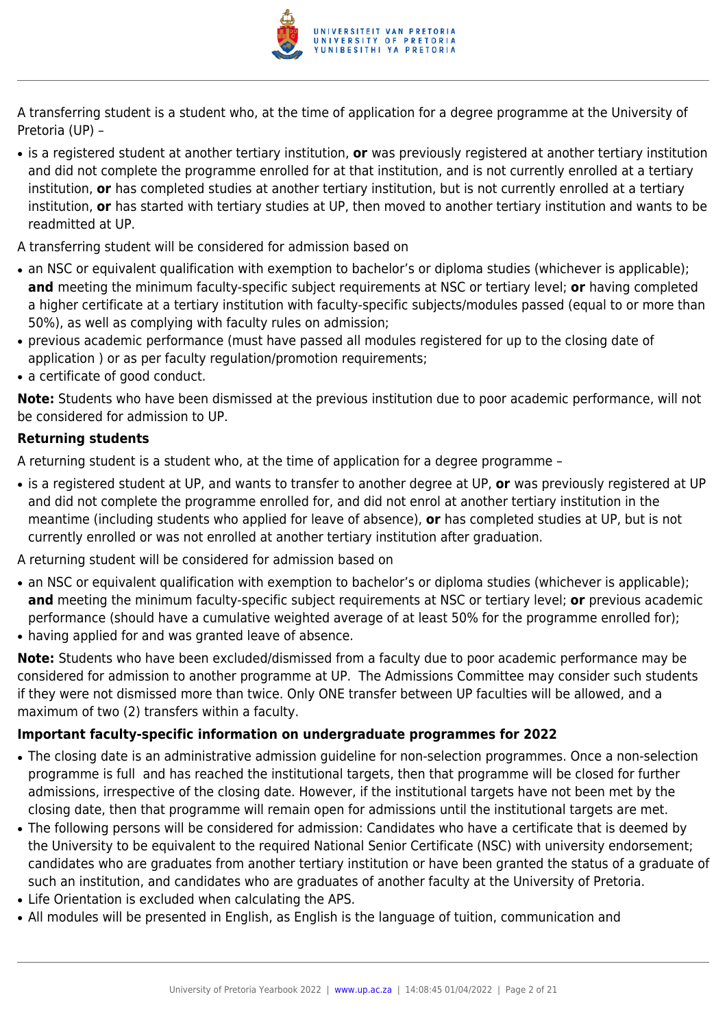A transferring student is a student who, at the time of application for a degree programme at the University of Pretoria (UP) –

- is a registered student at another tertiary institution, **or** was previously registered at another tertiary institution and did not complete the programme enrolled for at that institution, and is not currently enrolled at a tertiary institution, **or** has completed studies at another tertiary institution, but is not currently enrolled at a tertiary institution, **or** has started with tertiary studies at UP, then moved to another tertiary institution and wants to be readmitted at UP.

A transferring student will be considered for admission based on

- an NSC or equivalent qualification with exemption to bachelor's or diploma studies (whichever is applicable); **and** meeting the minimum faculty-specific subject requirements at NSC or tertiary level; **or** having completed a higher certificate at a tertiary institution with faculty-specific subjects/modules passed (equal to or more than 50%), as well as complying with faculty rules on admission;
- previous academic performance (must have passed all modules registered for up to the closing date of application ) or as per faculty regulation/promotion requirements;
- a certificate of good conduct.

**Note:** Students who have been dismissed at the previous institution due to poor academic performance, will not be considered for admission to UP.

**Returning students**

A returning student is a student who, at the time of application for a degree programme –

- is a registered student at UP, and wants to transfer to another degree at UP, **or** was previously registered at UP and did not complete the programme enrolled for, and did not enrol at another tertiary institution in the meantime (including students who applied for leave of absence), **or** has completed studies at UP, but is not currently enrolled or was not enrolled at another tertiary institution after graduation.

A returning student will be considered for admission based on

- an NSC or equivalent qualification with exemption to bachelor's or diploma studies (whichever is applicable); **and** meeting the minimum faculty-specific subject requirements at NSC or tertiary level; **or** previous academic performance (should have a cumulative weighted average of at least 50% for the programme enrolled for);
- having applied for and was granted leave of absence.

**Note:** Students who have been excluded/dismissed from a faculty due to poor academic performance may be considered for admission to another programme at UP. The Admissions Committee may consider such students if they were not dismissed more than twice. Only ONE transfer between UP faculties will be allowed, and a maximum of two (2) transfers within a faculty.

**Important faculty-specific information on undergraduate programmes for 2022**

- The closing date is an administrative admission guideline for non-selection programmes. Once a non-selection programme is full and has reached the institutional targets, then that programme will be closed for further admissions, irrespective of the closing date. However, if the institutional targets have not been met by the closing date, then that programme will remain open for admissions until the institutional targets are met.
- The following persons will be considered for admission: Candidates who have a certificate that is deemed by the University to be equivalent to the required National Senior Certificate (NSC) with university endorsement; candidates who are graduates from another tertiary institution or have been granted the status of a graduate of such an institution, and candidates who are graduates of another faculty at the University of Pretoria.
- Life Orientation is excluded when calculating the APS.
- All modules will be presented in English, as English is the language of tuition, communication and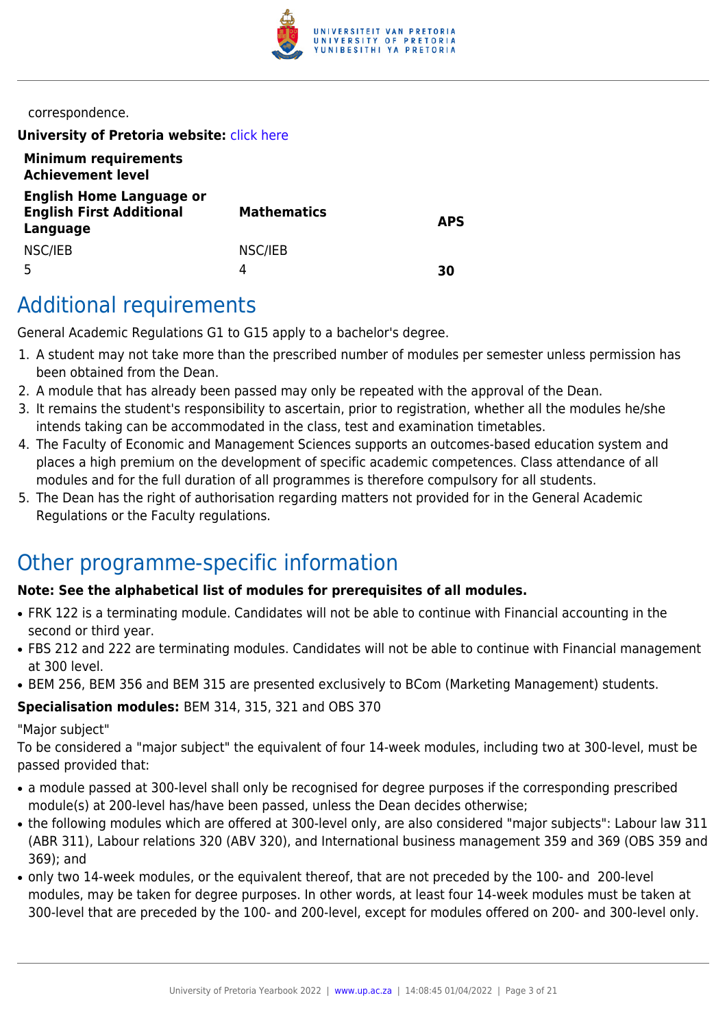correspondence.

**University of Pretoria website:** click here

| **Minimum requirements Achievement level** | | |
|---|---|---|
| **English Home Language or English First Additional Language** | **Mathematics** | **APS** |
| NSC/IEB | NSC/IEB | |
| 5 | 4 | **30** |

## Additional requirements

General Academic Regulations G1 to G15 apply to a bachelor's degree.

1. A student may not take more than the prescribed number of modules per semester unless permission has been obtained from the Dean.
2. A module that has already been passed may only be repeated with the approval of the Dean.
3. It remains the student's responsibility to ascertain, prior to registration, whether all the modules he/she intends taking can be accommodated in the class, test and examination timetables.
4. The Faculty of Economic and Management Sciences supports an outcomes-based education system and places a high premium on the development of specific academic competences. Class attendance of all modules and for the full duration of all programmes is therefore compulsory for all students.
5. The Dean has the right of authorisation regarding matters not provided for in the General Academic Regulations or the Faculty regulations.

## Other programme-specific information

**Note: See the alphabetical list of modules for prerequisites of all modules.**

- FRK 122 is a terminating module. Candidates will not be able to continue with Financial accounting in the second or third year.
- FBS 212 and 222 are terminating modules. Candidates will not be able to continue with Financial management at 300 level.
- BEM 256, BEM 356 and BEM 315 are presented exclusively to BCom (Marketing Management) students.

**Specialisation modules:** BEM 314, 315, 321 and OBS 370

"Major subject"

To be considered a "major subject" the equivalent of four 14-week modules, including two at 300-level, must be passed provided that:

- a module passed at 300-level shall only be recognised for degree purposes if the corresponding prescribed module(s) at 200-level has/have been passed, unless the Dean decides otherwise;
- the following modules which are offered at 300-level only, are also considered "major subjects": Labour law 311 (ABR 311), Labour relations 320 (ABV 320), and International business management 359 and 369 (OBS 359 and 369); and
- only two 14-week modules, or the equivalent thereof, that are not preceded by the 100- and 200-level modules, may be taken for degree purposes. In other words, at least four 14-week modules must be taken at 300-level that are preceded by the 100- and 200-level, except for modules offered on 200- and 300-level only.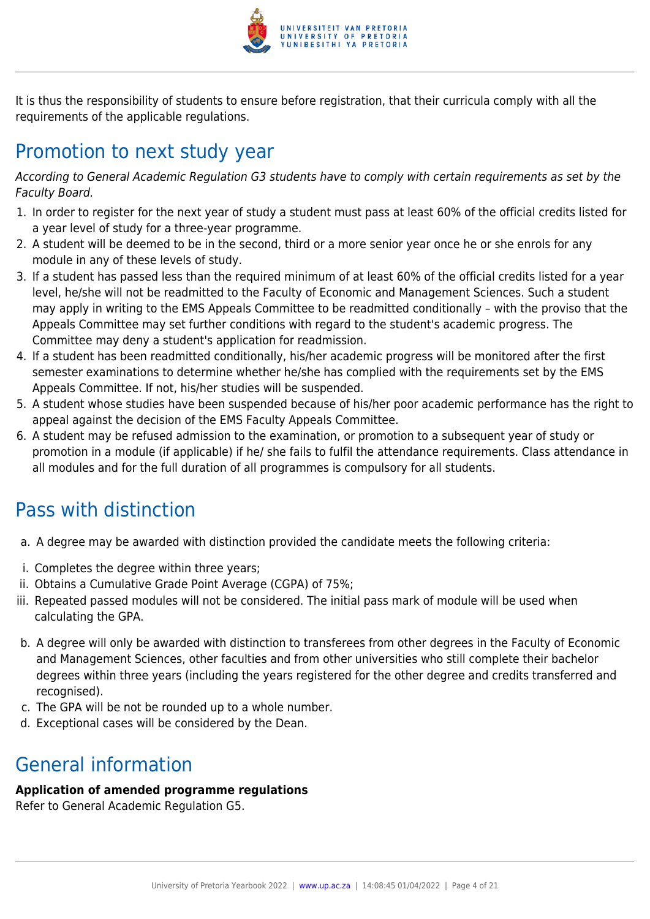It is thus the responsibility of students to ensure before registration, that their curricula comply with all the requirements of the applicable regulations.

## Promotion to next study year

*According to General Academic Regulation G3 students have to comply with certain requirements as set by the Faculty Board.*

1. In order to register for the next year of study a student must pass at least 60% of the official credits listed for a year level of study for a three-year programme.
2. A student will be deemed to be in the second, third or a more senior year once he or she enrols for any module in any of these levels of study.
3. If a student has passed less than the required minimum of at least 60% of the official credits listed for a year level, he/she will not be readmitted to the Faculty of Economic and Management Sciences. Such a student may apply in writing to the EMS Appeals Committee to be readmitted conditionally – with the proviso that the Appeals Committee may set further conditions with regard to the student's academic progress. The Committee may deny a student's application for readmission.
4. If a student has been readmitted conditionally, his/her academic progress will be monitored after the first semester examinations to determine whether he/she has complied with the requirements set by the EMS Appeals Committee. If not, his/her studies will be suspended.
5. A student whose studies have been suspended because of his/her poor academic performance has the right to appeal against the decision of the EMS Faculty Appeals Committee.
6. A student may be refused admission to the examination, or promotion to a subsequent year of study or promotion in a module (if applicable) if he/ she fails to fulfil the attendance requirements. Class attendance in all modules and for the full duration of all programmes is compulsory for all students.

## Pass with distinction

a. A degree may be awarded with distinction provided the candidate meets the following criteria:

i. Completes the degree within three years;  
ii. Obtains a Cumulative Grade Point Average (CGPA) of 75%;  
iii. Repeated passed modules will not be considered. The initial pass mark of module will be used when calculating the GPA.

b. A degree will only be awarded with distinction to transferees from other degrees in the Faculty of Economic and Management Sciences, other faculties and from other universities who still complete their bachelor degrees within three years (including the years registered for the other degree and credits transferred and recognised).  
c. The GPA will be not be rounded up to a whole number.  
d. Exceptional cases will be considered by the Dean.

## General information

**Application of amended programme regulations**  
Refer to General Academic Regulation G5.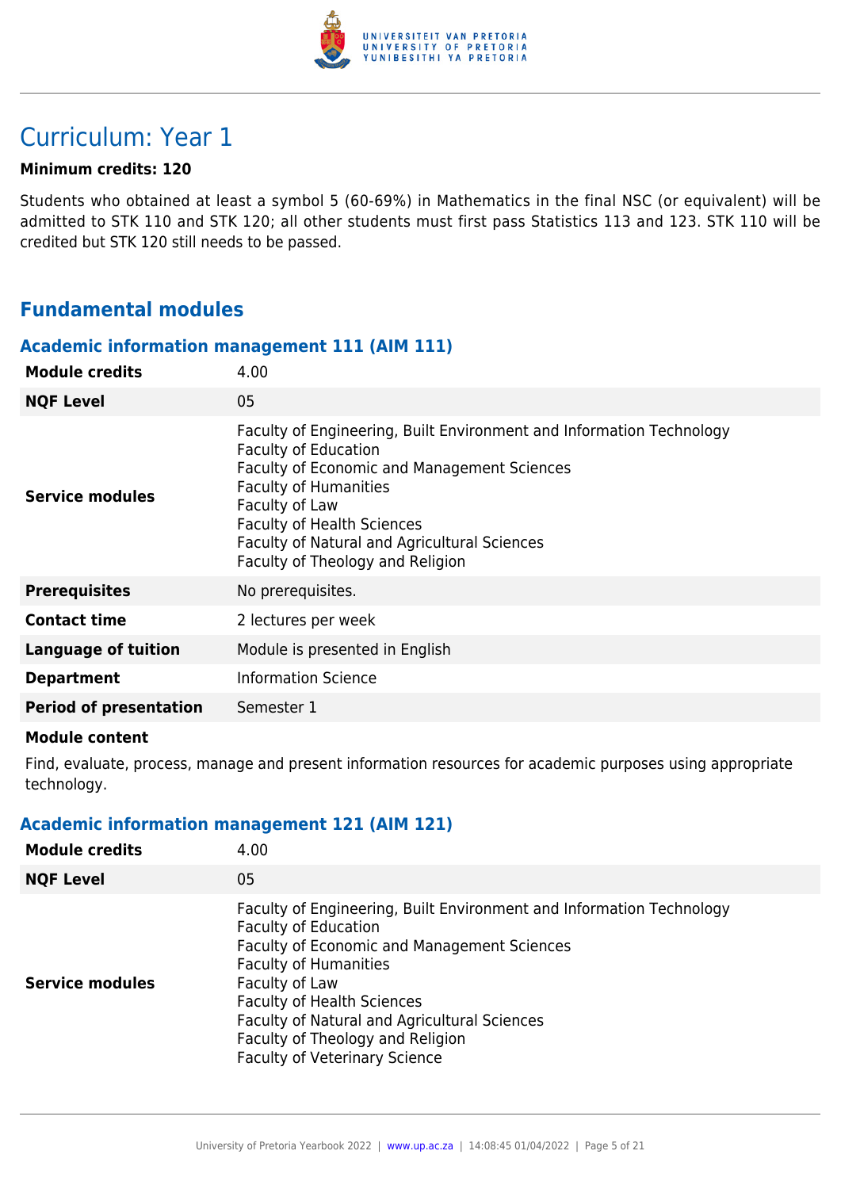# Curriculum: Year 1

**Minimum credits: 120**

Students who obtained at least a symbol 5 (60-69%) in Mathematics in the final NSC (or equivalent) will be admitted to STK 110 and STK 120; all other students must first pass Statistics 113 and 123. STK 110 will be credited but STK 120 still needs to be passed.

## Fundamental modules

### Academic information management 111 (AIM 111)

| | |
|---|---|
| **Module credits** | 4.00 |
| **NQF Level** | 05 |
| **Service modules** | Faculty of Engineering, Built Environment and Information Technology<br>Faculty of Education<br>Faculty of Economic and Management Sciences<br>Faculty of Humanities<br>Faculty of Law<br>Faculty of Health Sciences<br>Faculty of Natural and Agricultural Sciences<br>Faculty of Theology and Religion |
| **Prerequisites** | No prerequisites. |
| **Contact time** | 2 lectures per week |
| **Language of tuition** | Module is presented in English |
| **Department** | Information Science |
| **Period of presentation** | Semester 1 |

**Module content**

Find, evaluate, process, manage and present information resources for academic purposes using appropriate technology.

### Academic information management 121 (AIM 121)

| | |
|---|---|
| **Module credits** | 4.00 |
| **NQF Level** | 05 |
| **Service modules** | Faculty of Engineering, Built Environment and Information Technology<br>Faculty of Education<br>Faculty of Economic and Management Sciences<br>Faculty of Humanities<br>Faculty of Law<br>Faculty of Health Sciences<br>Faculty of Natural and Agricultural Sciences<br>Faculty of Theology and Religion<br>Faculty of Veterinary Science |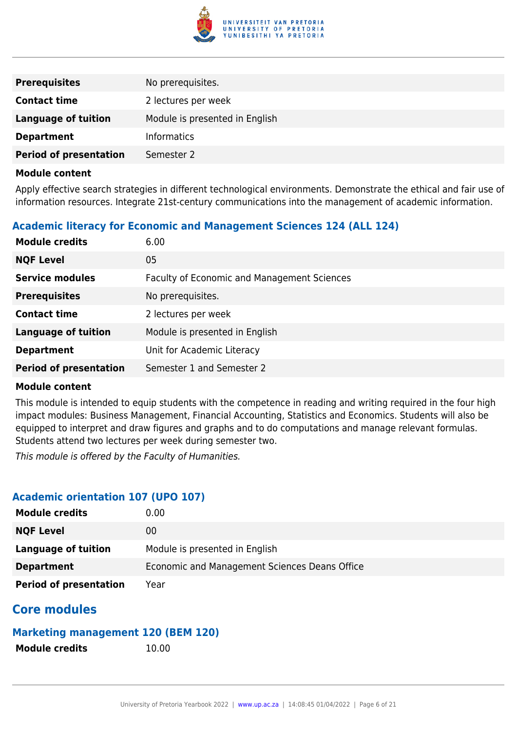| | |
|---|---|
| **Prerequisites** | No prerequisites. |
| **Contact time** | 2 lectures per week |
| **Language of tuition** | Module is presented in English |
| **Department** | Informatics |
| **Period of presentation** | Semester 2 |

**Module content**

Apply effective search strategies in different technological environments. Demonstrate the ethical and fair use of information resources. Integrate 21st-century communications into the management of academic information.

### Academic literacy for Economic and Management Sciences 124 (ALL 124)

| | |
|---|---|
| **Module credits** | 6.00 |
| **NQF Level** | 05 |
| **Service modules** | Faculty of Economic and Management Sciences |
| **Prerequisites** | No prerequisites. |
| **Contact time** | 2 lectures per week |
| **Language of tuition** | Module is presented in English |
| **Department** | Unit for Academic Literacy |
| **Period of presentation** | Semester 1 and Semester 2 |

**Module content**

This module is intended to equip students with the competence in reading and writing required in the four high impact modules: Business Management, Financial Accounting, Statistics and Economics. Students will also be equipped to interpret and draw figures and graphs and to do computations and manage relevant formulas. Students attend two lectures per week during semester two.

*This module is offered by the Faculty of Humanities.*

### Academic orientation 107 (UPO 107)

| | |
|---|---|
| **Module credits** | 0.00 |
| **NQF Level** | 00 |
| **Language of tuition** | Module is presented in English |
| **Department** | Economic and Management Sciences Deans Office |
| **Period of presentation** | Year |

## Core modules

### Marketing management 120 (BEM 120)

| | |
|---|---|
| **Module credits** | 10.00 |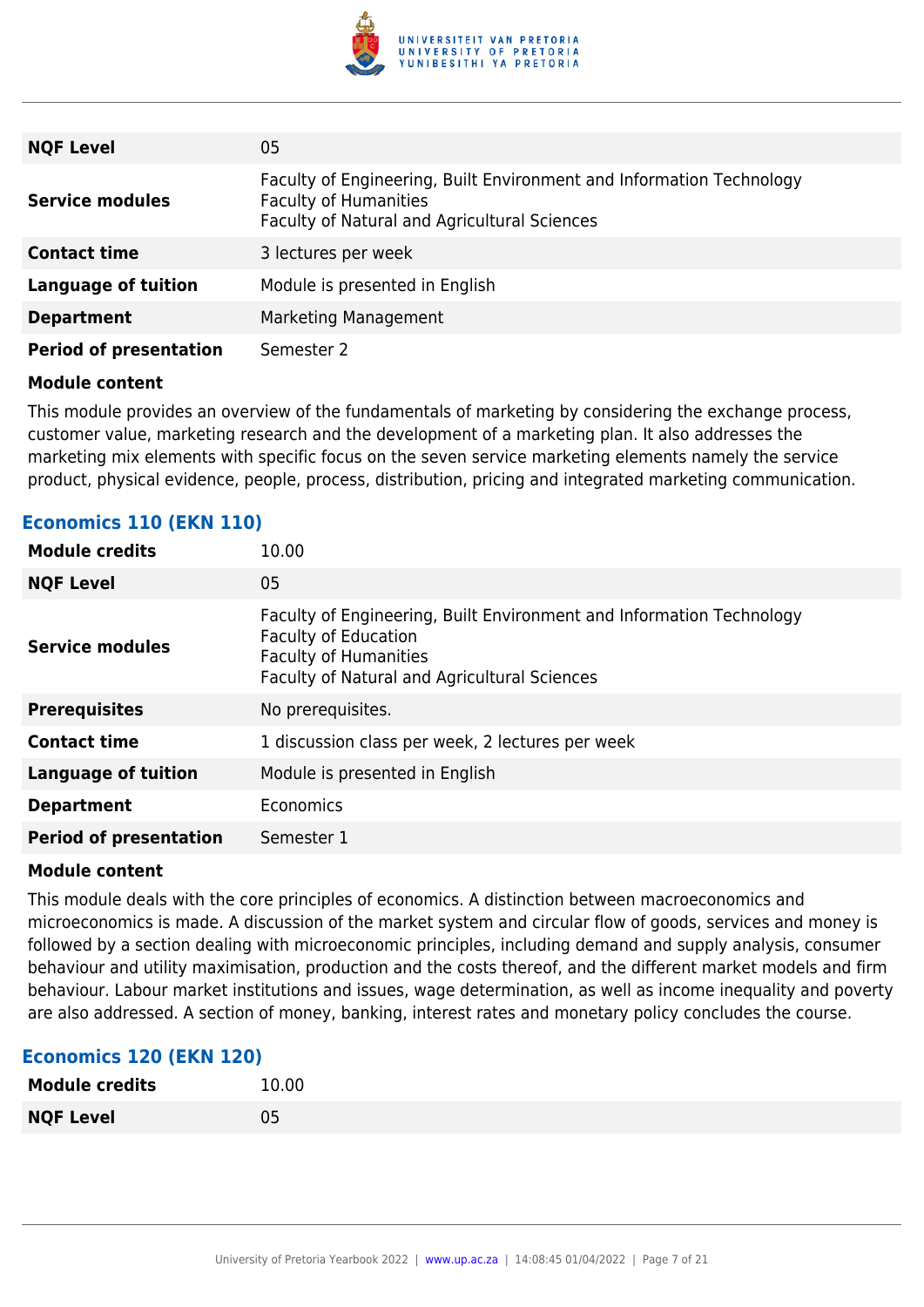| | |
|---|---|
| **NQF Level** | 05 |
| **Service modules** | Faculty of Engineering, Built Environment and Information Technology<br>Faculty of Humanities<br>Faculty of Natural and Agricultural Sciences |
| **Contact time** | 3 lectures per week |
| **Language of tuition** | Module is presented in English |
| **Department** | Marketing Management |
| **Period of presentation** | Semester 2 |

**Module content**

This module provides an overview of the fundamentals of marketing by considering the exchange process, customer value, marketing research and the development of a marketing plan. It also addresses the marketing mix elements with specific focus on the seven service marketing elements namely the service product, physical evidence, people, process, distribution, pricing and integrated marketing communication.

### Economics 110 (EKN 110)

| | |
|---|---|
| **Module credits** | 10.00 |
| **NQF Level** | 05 |
| **Service modules** | Faculty of Engineering, Built Environment and Information Technology<br>Faculty of Education<br>Faculty of Humanities<br>Faculty of Natural and Agricultural Sciences |
| **Prerequisites** | No prerequisites. |
| **Contact time** | 1 discussion class per week, 2 lectures per week |
| **Language of tuition** | Module is presented in English |
| **Department** | Economics |
| **Period of presentation** | Semester 1 |

**Module content**

This module deals with the core principles of economics. A distinction between macroeconomics and microeconomics is made. A discussion of the market system and circular flow of goods, services and money is followed by a section dealing with microeconomic principles, including demand and supply analysis, consumer behaviour and utility maximisation, production and the costs thereof, and the different market models and firm behaviour. Labour market institutions and issues, wage determination, as well as income inequality and poverty are also addressed. A section of money, banking, interest rates and monetary policy concludes the course.

### Economics 120 (EKN 120)

| | |
|---|---|
| **Module credits** | 10.00 |
| **NQF Level** | 05 |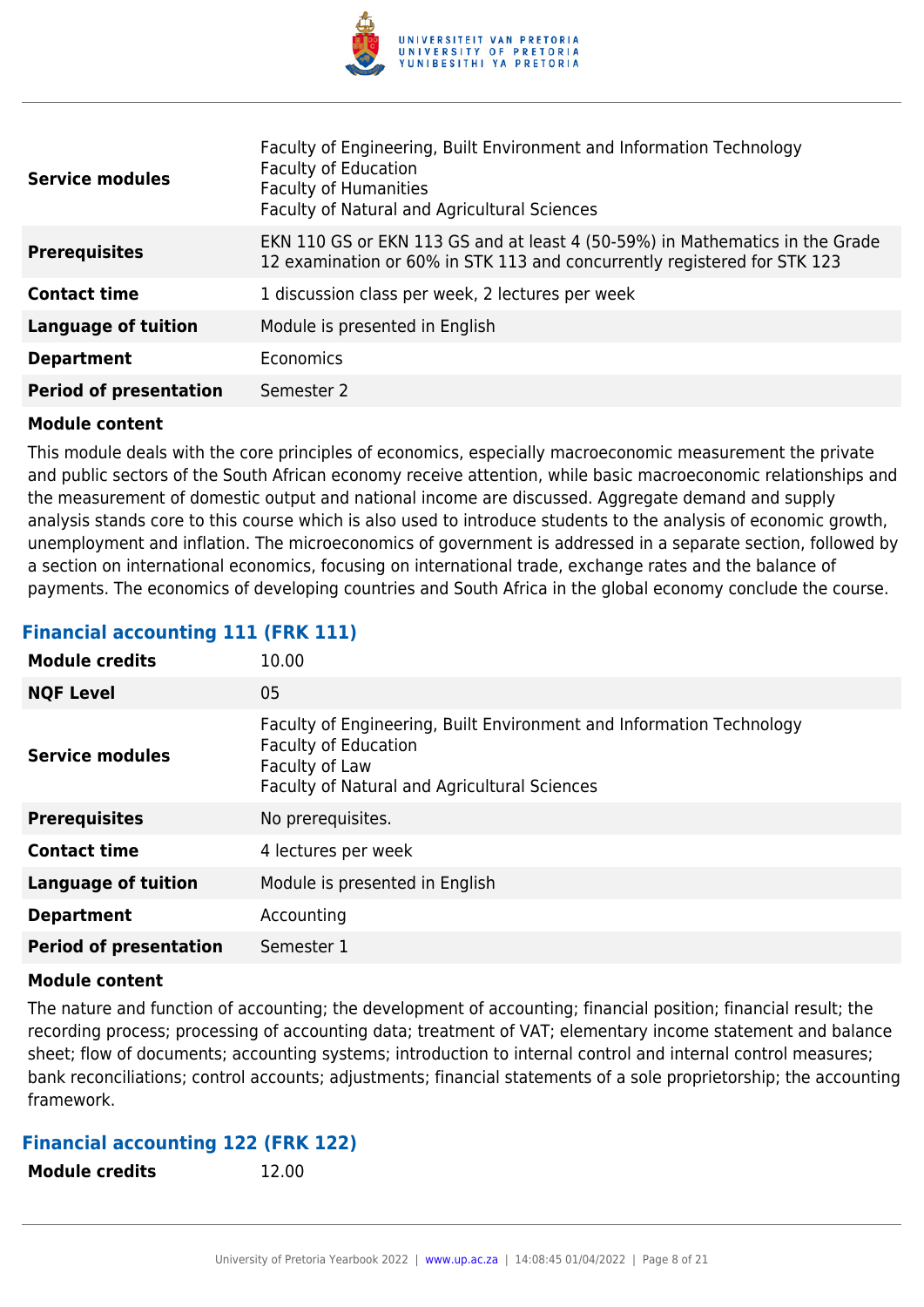| | |
|---|---|
| **Service modules** | Faculty of Engineering, Built Environment and Information Technology<br>Faculty of Education<br>Faculty of Humanities<br>Faculty of Natural and Agricultural Sciences |
| **Prerequisites** | EKN 110 GS or EKN 113 GS and at least 4 (50-59%) in Mathematics in the Grade 12 examination or 60% in STK 113 and concurrently registered for STK 123 |
| **Contact time** | 1 discussion class per week, 2 lectures per week |
| **Language of tuition** | Module is presented in English |
| **Department** | Economics |
| **Period of presentation** | Semester 2 |

**Module content**

This module deals with the core principles of economics, especially macroeconomic measurement the private and public sectors of the South African economy receive attention, while basic macroeconomic relationships and the measurement of domestic output and national income are discussed. Aggregate demand and supply analysis stands core to this course which is also used to introduce students to the analysis of economic growth, unemployment and inflation. The microeconomics of government is addressed in a separate section, followed by a section on international economics, focusing on international trade, exchange rates and the balance of payments. The economics of developing countries and South Africa in the global economy conclude the course.

### Financial accounting 111 (FRK 111)

| | |
|---|---|
| **Module credits** | 10.00 |
| **NQF Level** | 05 |
| **Service modules** | Faculty of Engineering, Built Environment and Information Technology<br>Faculty of Education<br>Faculty of Law<br>Faculty of Natural and Agricultural Sciences |
| **Prerequisites** | No prerequisites. |
| **Contact time** | 4 lectures per week |
| **Language of tuition** | Module is presented in English |
| **Department** | Accounting |
| **Period of presentation** | Semester 1 |

**Module content**

The nature and function of accounting; the development of accounting; financial position; financial result; the recording process; processing of accounting data; treatment of VAT; elementary income statement and balance sheet; flow of documents; accounting systems; introduction to internal control and internal control measures; bank reconciliations; control accounts; adjustments; financial statements of a sole proprietorship; the accounting framework.

### Financial accounting 122 (FRK 122)

| | |
|---|---|
| **Module credits** | 12.00 |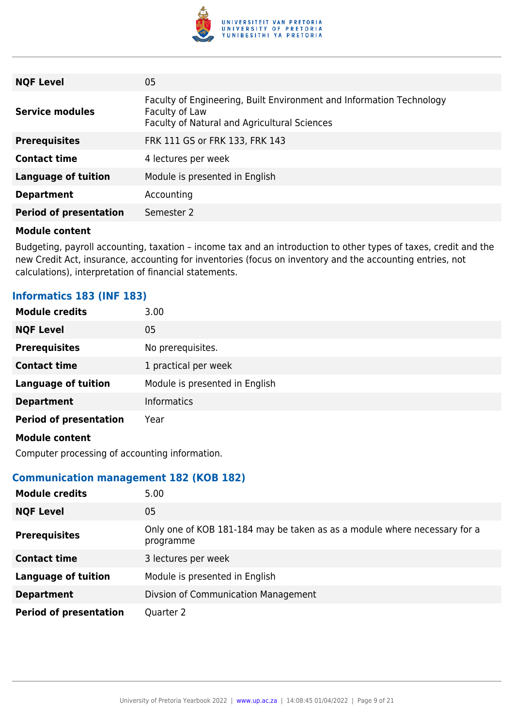| | |
|---|---|
| **NQF Level** | 05 |
| **Service modules** | Faculty of Engineering, Built Environment and Information Technology<br>Faculty of Law<br>Faculty of Natural and Agricultural Sciences |
| **Prerequisites** | FRK 111 GS or FRK 133, FRK 143 |
| **Contact time** | 4 lectures per week |
| **Language of tuition** | Module is presented in English |
| **Department** | Accounting |
| **Period of presentation** | Semester 2 |

**Module content**

Budgeting, payroll accounting, taxation – income tax and an introduction to other types of taxes, credit and the new Credit Act, insurance, accounting for inventories (focus on inventory and the accounting entries, not calculations), interpretation of financial statements.

### Informatics 183 (INF 183)

| | |
|---|---|
| **Module credits** | 3.00 |
| **NQF Level** | 05 |
| **Prerequisites** | No prerequisites. |
| **Contact time** | 1 practical per week |
| **Language of tuition** | Module is presented in English |
| **Department** | Informatics |
| **Period of presentation** | Year |

**Module content**

Computer processing of accounting information.

### Communication management 182 (KOB 182)

| | |
|---|---|
| **Module credits** | 5.00 |
| **NQF Level** | 05 |
| **Prerequisites** | Only one of KOB 181-184 may be taken as as a module where necessary for a programme |
| **Contact time** | 3 lectures per week |
| **Language of tuition** | Module is presented in English |
| **Department** | Divsion of Communication Management |
| **Period of presentation** | Quarter 2 |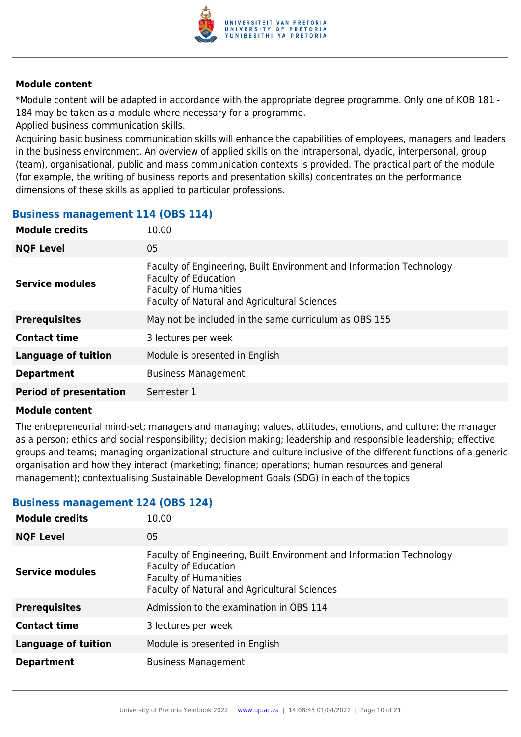**Module content**

*Module content will be adapted in accordance with the appropriate degree programme. Only one of KOB 181 - 184 may be taken as a module where necessary for a programme.
Applied business communication skills.
Acquiring basic business communication skills will enhance the capabilities of employees, managers and leaders in the business environment. An overview of applied skills on the intrapersonal, dyadic, interpersonal, group (team), organisational, public and mass communication contexts is provided. The practical part of the module (for example, the writing of business reports and presentation skills) concentrates on the performance dimensions of these skills as applied to particular professions.

### Business management 114 (OBS 114)

| | |
|---|---|
| **Module credits** | 10.00 |
| **NQF Level** | 05 |
| **Service modules** | Faculty of Engineering, Built Environment and Information Technology<br>Faculty of Education<br>Faculty of Humanities<br>Faculty of Natural and Agricultural Sciences |
| **Prerequisites** | May not be included in the same curriculum as OBS 155 |
| **Contact time** | 3 lectures per week |
| **Language of tuition** | Module is presented in English |
| **Department** | Business Management |
| **Period of presentation** | Semester 1 |

**Module content**

The entrepreneurial mind-set; managers and managing; values, attitudes, emotions, and culture: the manager as a person; ethics and social responsibility; decision making; leadership and responsible leadership; effective groups and teams; managing organizational structure and culture inclusive of the different functions of a generic organisation and how they interact (marketing; finance; operations; human resources and general management); contextualising Sustainable Development Goals (SDG) in each of the topics.

### Business management 124 (OBS 124)

| | |
|---|---|
| **Module credits** | 10.00 |
| **NQF Level** | 05 |
| **Service modules** | Faculty of Engineering, Built Environment and Information Technology<br>Faculty of Education<br>Faculty of Humanities<br>Faculty of Natural and Agricultural Sciences |
| **Prerequisites** | Admission to the examination in OBS 114 |
| **Contact time** | 3 lectures per week |
| **Language of tuition** | Module is presented in English |
| **Department** | Business Management |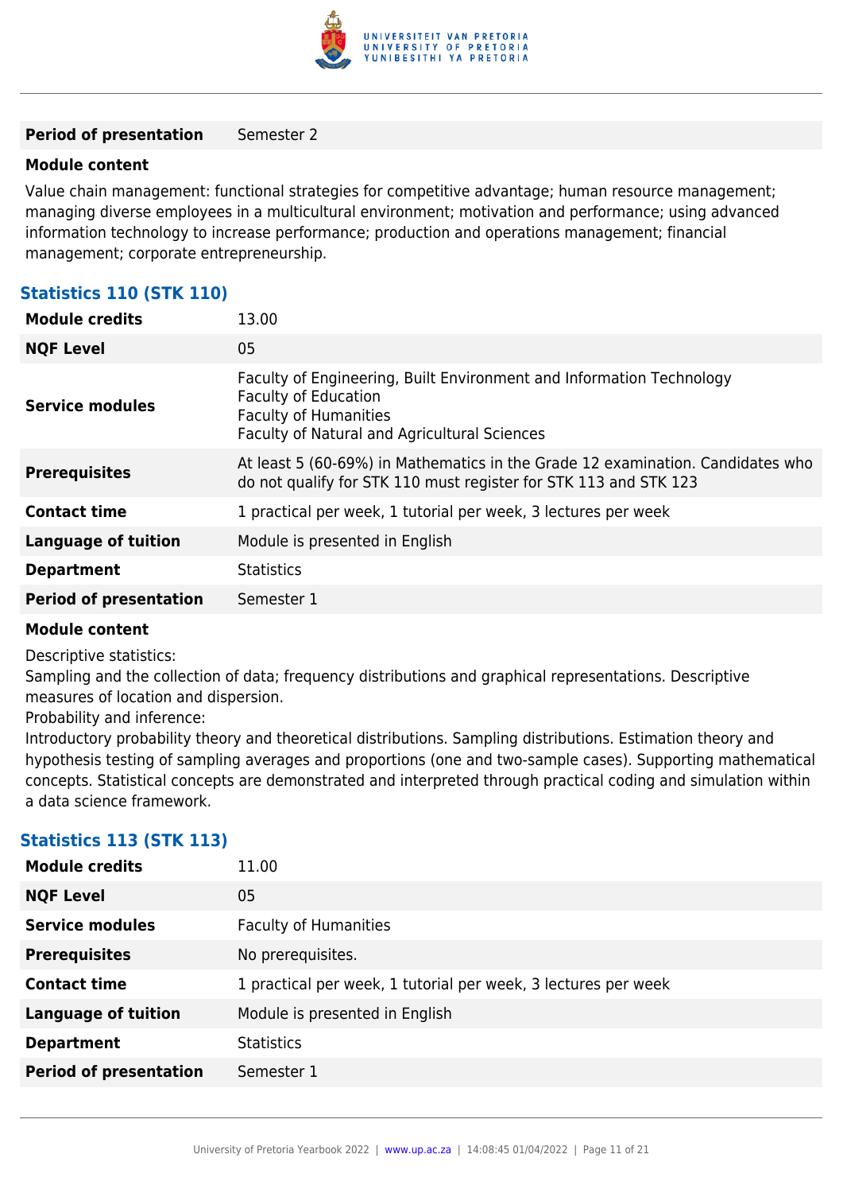| | |
|---|---|
| **Period of presentation** | Semester 2 |

**Module content**

Value chain management: functional strategies for competitive advantage; human resource management; managing diverse employees in a multicultural environment; motivation and performance; using advanced information technology to increase performance; production and operations management; financial management; corporate entrepreneurship.

### Statistics 110 (STK 110)

| | |
|---|---|
| **Module credits** | 13.00 |
| **NQF Level** | 05 |
| **Service modules** | Faculty of Engineering, Built Environment and Information Technology<br>Faculty of Education<br>Faculty of Humanities<br>Faculty of Natural and Agricultural Sciences |
| **Prerequisites** | At least 5 (60-69%) in Mathematics in the Grade 12 examination. Candidates who do not qualify for STK 110 must register for STK 113 and STK 123 |
| **Contact time** | 1 practical per week, 1 tutorial per week, 3 lectures per week |
| **Language of tuition** | Module is presented in English |
| **Department** | Statistics |
| **Period of presentation** | Semester 1 |

**Module content**

Descriptive statistics:
Sampling and the collection of data; frequency distributions and graphical representations. Descriptive measures of location and dispersion.
Probability and inference:
Introductory probability theory and theoretical distributions. Sampling distributions. Estimation theory and hypothesis testing of sampling averages and proportions (one and two-sample cases). Supporting mathematical concepts. Statistical concepts are demonstrated and interpreted through practical coding and simulation within a data science framework.

### Statistics 113 (STK 113)

| | |
|---|---|
| **Module credits** | 11.00 |
| **NQF Level** | 05 |
| **Service modules** | Faculty of Humanities |
| **Prerequisites** | No prerequisites. |
| **Contact time** | 1 practical per week, 1 tutorial per week, 3 lectures per week |
| **Language of tuition** | Module is presented in English |
| **Department** | Statistics |
| **Period of presentation** | Semester 1 |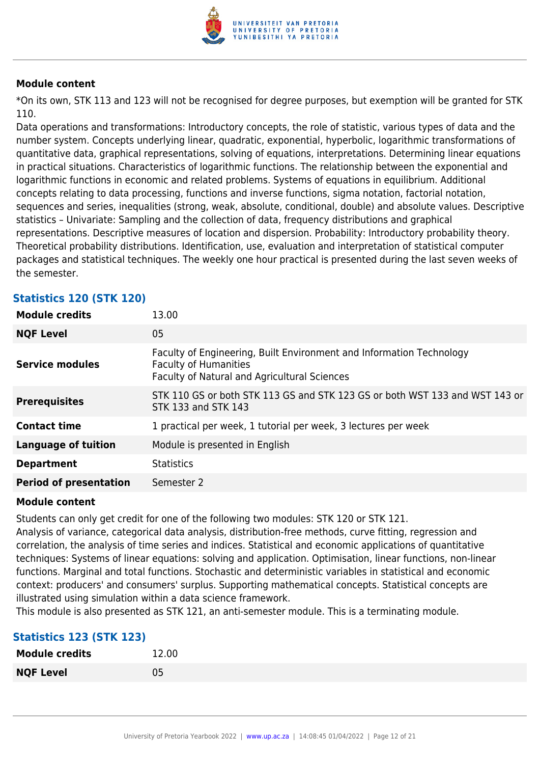**Module content**

*On its own, STK 113 and 123 will not be recognised for degree purposes, but exemption will be granted for STK 110.

Data operations and transformations: Introductory concepts, the role of statistic, various types of data and the number system. Concepts underlying linear, quadratic, exponential, hyperbolic, logarithmic transformations of quantitative data, graphical representations, solving of equations, interpretations. Determining linear equations in practical situations. Characteristics of logarithmic functions. The relationship between the exponential and logarithmic functions in economic and related problems. Systems of equations in equilibrium. Additional concepts relating to data processing, functions and inverse functions, sigma notation, factorial notation, sequences and series, inequalities (strong, weak, absolute, conditional, double) and absolute values. Descriptive statistics – Univariate: Sampling and the collection of data, frequency distributions and graphical representations. Descriptive measures of location and dispersion. Probability: Introductory probability theory. Theoretical probability distributions. Identification, use, evaluation and interpretation of statistical computer packages and statistical techniques. The weekly one hour practical is presented during the last seven weeks of the semester.

### Statistics 120 (STK 120)

| | |
|---|---|
| **Module credits** | 13.00 |
| **NQF Level** | 05 |
| **Service modules** | Faculty of Engineering, Built Environment and Information Technology<br>Faculty of Humanities<br>Faculty of Natural and Agricultural Sciences |
| **Prerequisites** | STK 110 GS or both STK 113 GS and STK 123 GS or both WST 133 and WST 143 or STK 133 and STK 143 |
| **Contact time** | 1 practical per week, 1 tutorial per week, 3 lectures per week |
| **Language of tuition** | Module is presented in English |
| **Department** | Statistics |
| **Period of presentation** | Semester 2 |

**Module content**

Students can only get credit for one of the following two modules: STK 120 or STK 121.

Analysis of variance, categorical data analysis, distribution-free methods, curve fitting, regression and correlation, the analysis of time series and indices. Statistical and economic applications of quantitative techniques: Systems of linear equations: solving and application. Optimisation, linear functions, non-linear functions. Marginal and total functions. Stochastic and deterministic variables in statistical and economic context: producers' and consumers' surplus. Supporting mathematical concepts. Statistical concepts are illustrated using simulation within a data science framework.

This module is also presented as STK 121, an anti-semester module. This is a terminating module.

### Statistics 123 (STK 123)

| | |
|---|---|
| **Module credits** | 12.00 |
| **NQF Level** | 05 |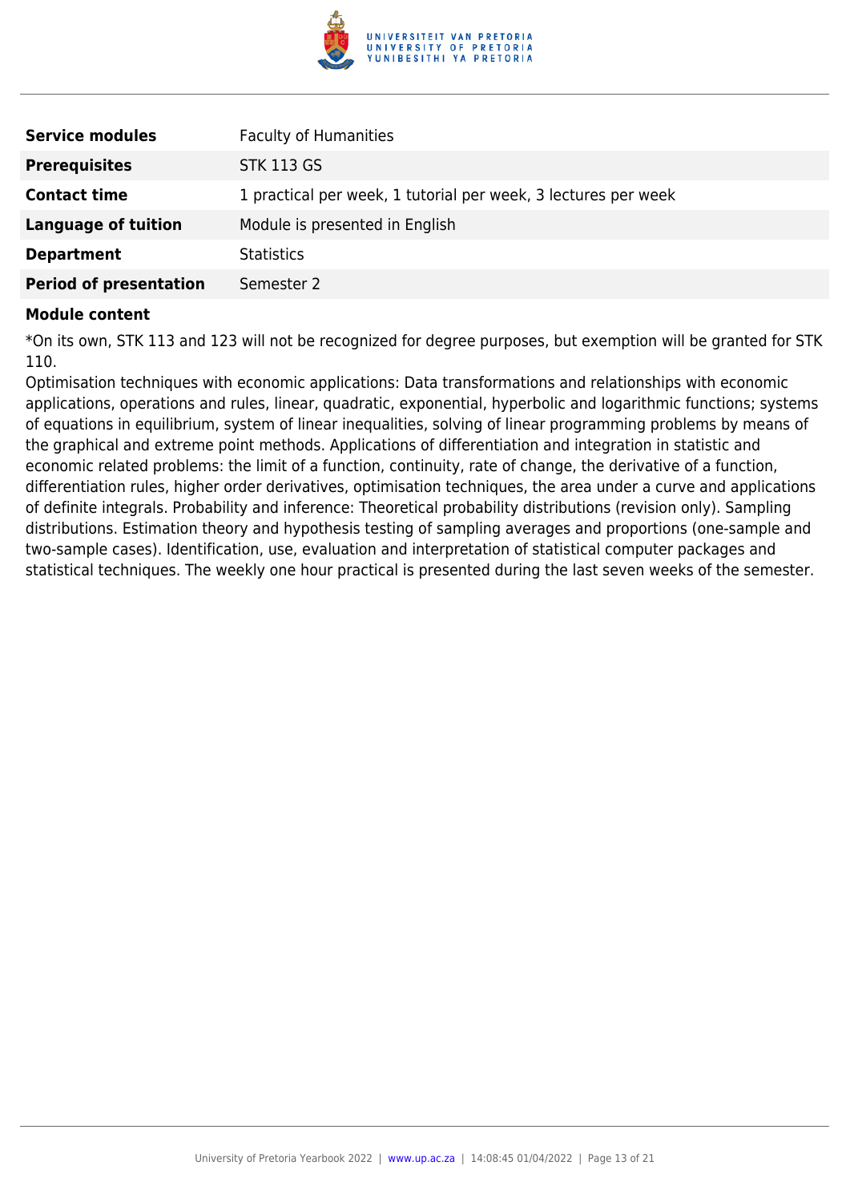| | |
|---|---|
| **Service modules** | Faculty of Humanities |
| **Prerequisites** | STK 113 GS |
| **Contact time** | 1 practical per week, 1 tutorial per week, 3 lectures per week |
| **Language of tuition** | Module is presented in English |
| **Department** | Statistics |
| **Period of presentation** | Semester 2 |

**Module content**

*On its own, STK 113 and 123 will not be recognized for degree purposes, but exemption will be granted for STK 110.

Optimisation techniques with economic applications: Data transformations and relationships with economic applications, operations and rules, linear, quadratic, exponential, hyperbolic and logarithmic functions; systems of equations in equilibrium, system of linear inequalities, solving of linear programming problems by means of the graphical and extreme point methods. Applications of differentiation and integration in statistic and economic related problems: the limit of a function, continuity, rate of change, the derivative of a function, differentiation rules, higher order derivatives, optimisation techniques, the area under a curve and applications of definite integrals. Probability and inference: Theoretical probability distributions (revision only). Sampling distributions. Estimation theory and hypothesis testing of sampling averages and proportions (one-sample and two-sample cases). Identification, use, evaluation and interpretation of statistical computer packages and statistical techniques. The weekly one hour practical is presented during the last seven weeks of the semester.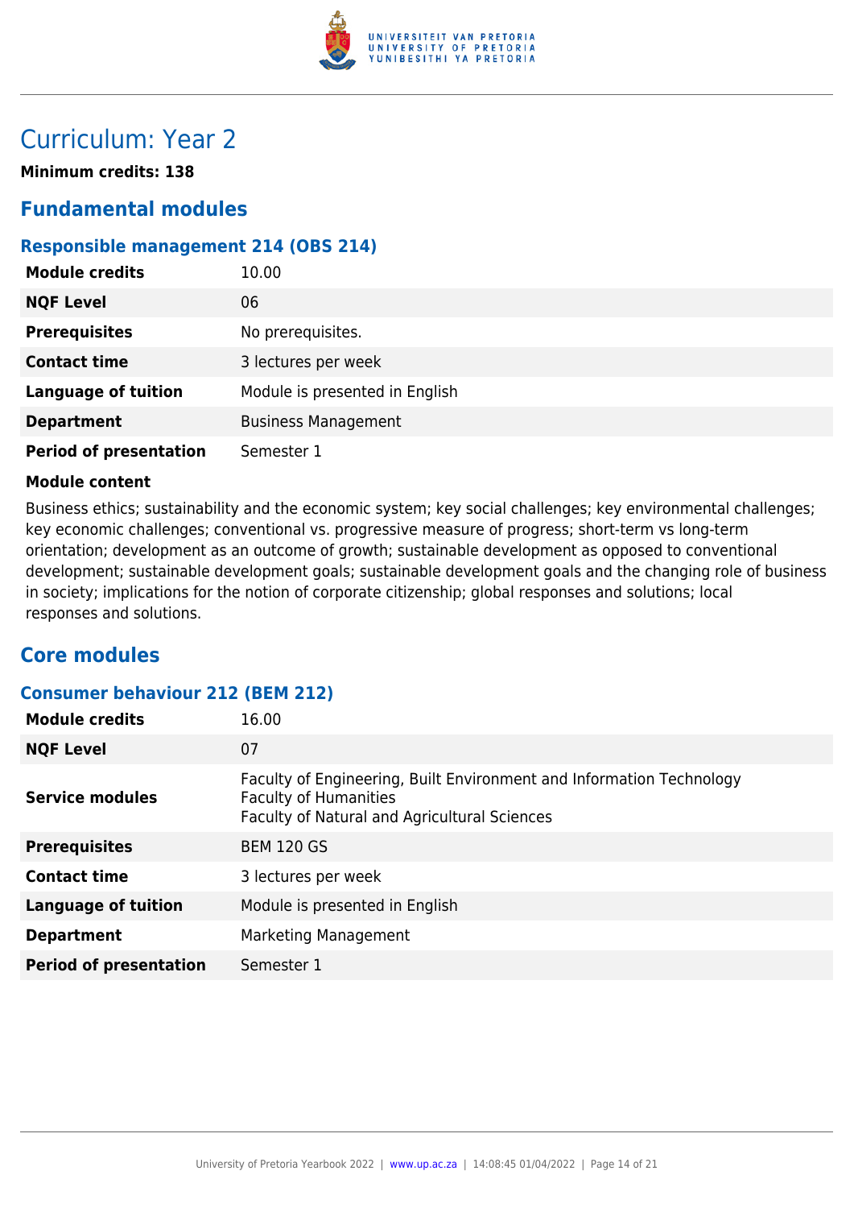# Curriculum: Year 2

**Minimum credits: 138**

## Fundamental modules

### Responsible management 214 (OBS 214)

| | |
|---|---|
| **Module credits** | 10.00 |
| **NQF Level** | 06 |
| **Prerequisites** | No prerequisites. |
| **Contact time** | 3 lectures per week |
| **Language of tuition** | Module is presented in English |
| **Department** | Business Management |
| **Period of presentation** | Semester 1 |

**Module content**

Business ethics; sustainability and the economic system; key social challenges; key environmental challenges; key economic challenges; conventional vs. progressive measure of progress; short-term vs long-term orientation; development as an outcome of growth; sustainable development as opposed to conventional development; sustainable development goals; sustainable development goals and the changing role of business in society; implications for the notion of corporate citizenship; global responses and solutions; local responses and solutions.

## Core modules

### Consumer behaviour 212 (BEM 212)

| | |
|---|---|
| **Module credits** | 16.00 |
| **NQF Level** | 07 |
| **Service modules** | Faculty of Engineering, Built Environment and Information Technology<br>Faculty of Humanities<br>Faculty of Natural and Agricultural Sciences |
| **Prerequisites** | BEM 120 GS |
| **Contact time** | 3 lectures per week |
| **Language of tuition** | Module is presented in English |
| **Department** | Marketing Management |
| **Period of presentation** | Semester 1 |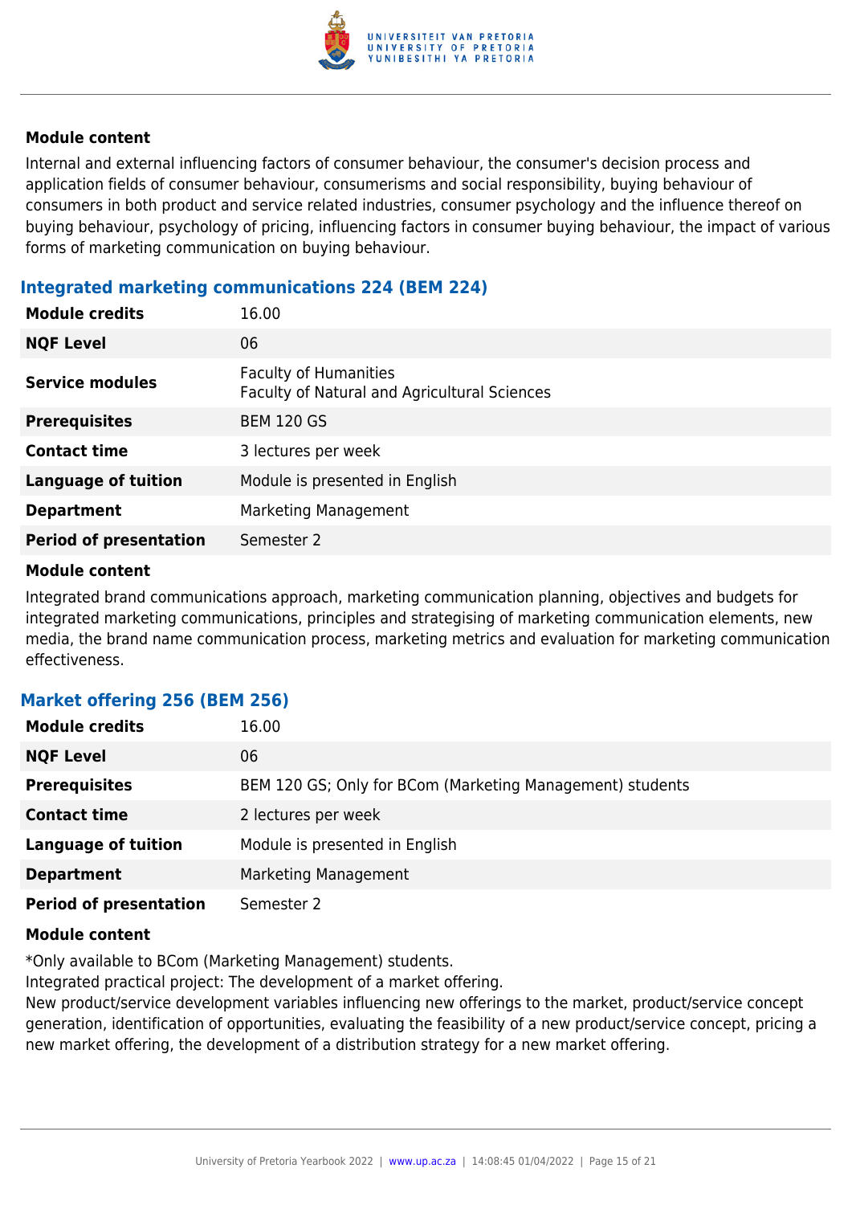**Module content**

Internal and external influencing factors of consumer behaviour, the consumer's decision process and application fields of consumer behaviour, consumerisms and social responsibility, buying behaviour of consumers in both product and service related industries, consumer psychology and the influence thereof on buying behaviour, psychology of pricing, influencing factors in consumer buying behaviour, the impact of various forms of marketing communication on buying behaviour.

### Integrated marketing communications 224 (BEM 224)

| | |
|---|---|
| **Module credits** | 16.00 |
| **NQF Level** | 06 |
| **Service modules** | Faculty of Humanities<br>Faculty of Natural and Agricultural Sciences |
| **Prerequisites** | BEM 120 GS |
| **Contact time** | 3 lectures per week |
| **Language of tuition** | Module is presented in English |
| **Department** | Marketing Management |
| **Period of presentation** | Semester 2 |

**Module content**

Integrated brand communications approach, marketing communication planning, objectives and budgets for integrated marketing communications, principles and strategising of marketing communication elements, new media, the brand name communication process, marketing metrics and evaluation for marketing communication effectiveness.

### Market offering 256 (BEM 256)

| | |
|---|---|
| **Module credits** | 16.00 |
| **NQF Level** | 06 |
| **Prerequisites** | BEM 120 GS; Only for BCom (Marketing Management) students |
| **Contact time** | 2 lectures per week |
| **Language of tuition** | Module is presented in English |
| **Department** | Marketing Management |
| **Period of presentation** | Semester 2 |

**Module content**

*Only available to BCom (Marketing Management) students.
Integrated practical project: The development of a market offering.
New product/service development variables influencing new offerings to the market, product/service concept generation, identification of opportunities, evaluating the feasibility of a new product/service concept, pricing a new market offering, the development of a distribution strategy for a new market offering.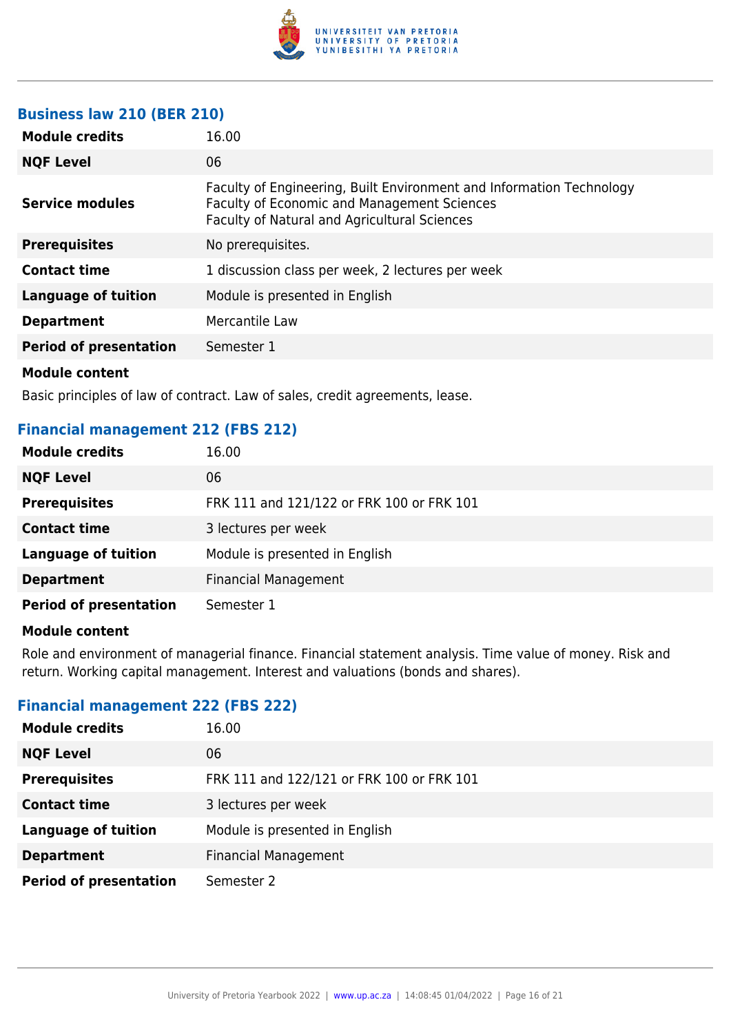### Business law 210 (BER 210)

| | |
|---|---|
| **Module credits** | 16.00 |
| **NQF Level** | 06 |
| **Service modules** | Faculty of Engineering, Built Environment and Information Technology<br>Faculty of Economic and Management Sciences<br>Faculty of Natural and Agricultural Sciences |
| **Prerequisites** | No prerequisites. |
| **Contact time** | 1 discussion class per week, 2 lectures per week |
| **Language of tuition** | Module is presented in English |
| **Department** | Mercantile Law |
| **Period of presentation** | Semester 1 |

**Module content**

Basic principles of law of contract. Law of sales, credit agreements, lease.

### Financial management 212 (FBS 212)

| | |
|---|---|
| **Module credits** | 16.00 |
| **NQF Level** | 06 |
| **Prerequisites** | FRK 111 and 121/122 or FRK 100 or FRK 101 |
| **Contact time** | 3 lectures per week |
| **Language of tuition** | Module is presented in English |
| **Department** | Financial Management |
| **Period of presentation** | Semester 1 |

**Module content**

Role and environment of managerial finance. Financial statement analysis. Time value of money. Risk and return. Working capital management. Interest and valuations (bonds and shares).

### Financial management 222 (FBS 222)

| | |
|---|---|
| **Module credits** | 16.00 |
| **NQF Level** | 06 |
| **Prerequisites** | FRK 111 and 122/121 or FRK 100 or FRK 101 |
| **Contact time** | 3 lectures per week |
| **Language of tuition** | Module is presented in English |
| **Department** | Financial Management |
| **Period of presentation** | Semester 2 |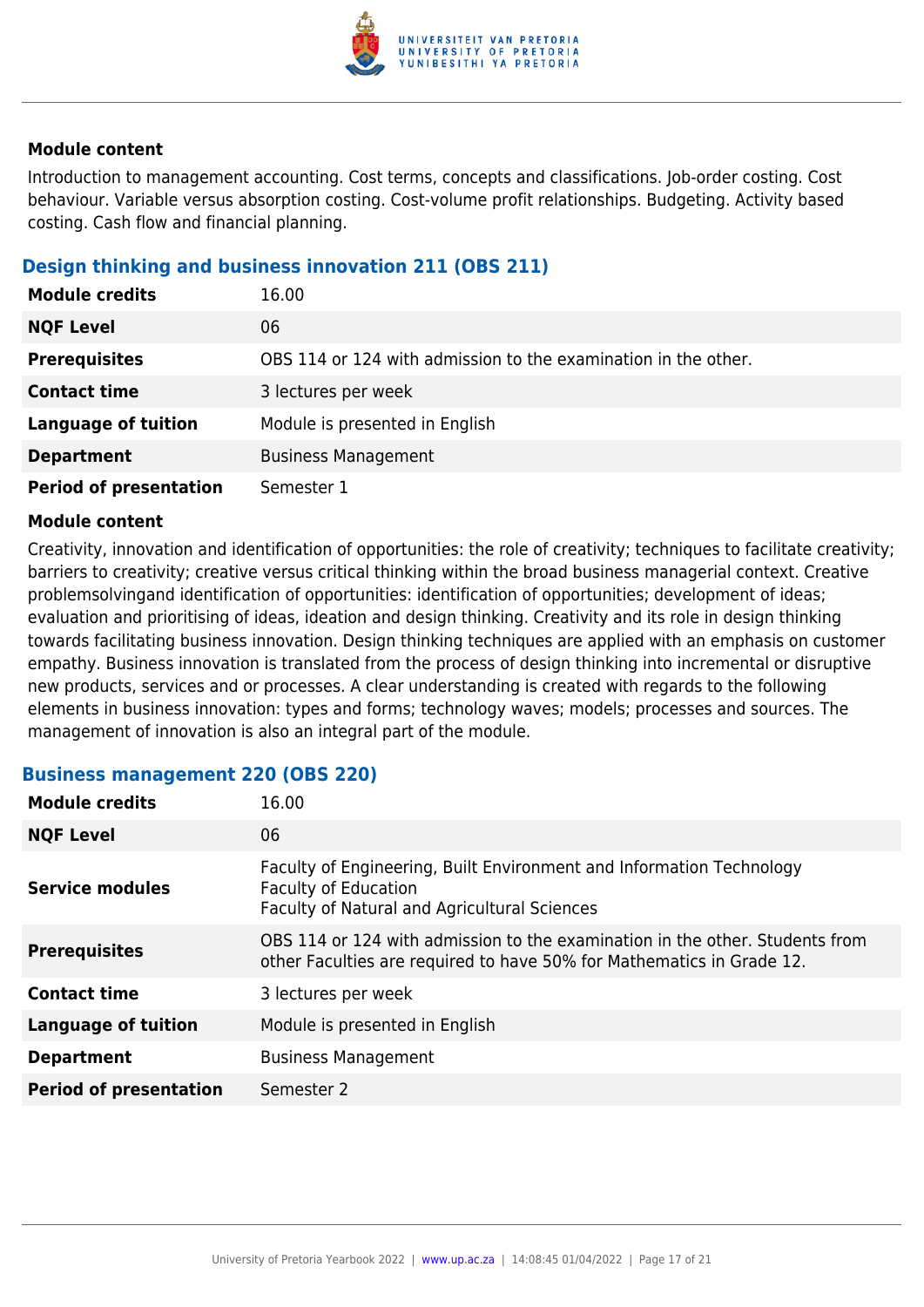**Module content**

Introduction to management accounting. Cost terms, concepts and classifications. Job-order costing. Cost behaviour. Variable versus absorption costing. Cost-volume profit relationships. Budgeting. Activity based costing. Cash flow and financial planning.

### Design thinking and business innovation 211 (OBS 211)

| | |
|---|---|
| **Module credits** | 16.00 |
| **NQF Level** | 06 |
| **Prerequisites** | OBS 114 or 124 with admission to the examination in the other. |
| **Contact time** | 3 lectures per week |
| **Language of tuition** | Module is presented in English |
| **Department** | Business Management |
| **Period of presentation** | Semester 1 |

**Module content**

Creativity, innovation and identification of opportunities: the role of creativity; techniques to facilitate creativity; barriers to creativity; creative versus critical thinking within the broad business managerial context. Creative problemsolvingand identification of opportunities: identification of opportunities; development of ideas; evaluation and prioritising of ideas, ideation and design thinking. Creativity and its role in design thinking towards facilitating business innovation. Design thinking techniques are applied with an emphasis on customer empathy. Business innovation is translated from the process of design thinking into incremental or disruptive new products, services and or processes. A clear understanding is created with regards to the following elements in business innovation: types and forms; technology waves; models; processes and sources. The management of innovation is also an integral part of the module.

### Business management 220 (OBS 220)

| | |
|---|---|
| **Module credits** | 16.00 |
| **NQF Level** | 06 |
| **Service modules** | Faculty of Engineering, Built Environment and Information Technology<br>Faculty of Education<br>Faculty of Natural and Agricultural Sciences |
| **Prerequisites** | OBS 114 or 124 with admission to the examination in the other. Students from other Faculties are required to have 50% for Mathematics in Grade 12. |
| **Contact time** | 3 lectures per week |
| **Language of tuition** | Module is presented in English |
| **Department** | Business Management |
| **Period of presentation** | Semester 2 |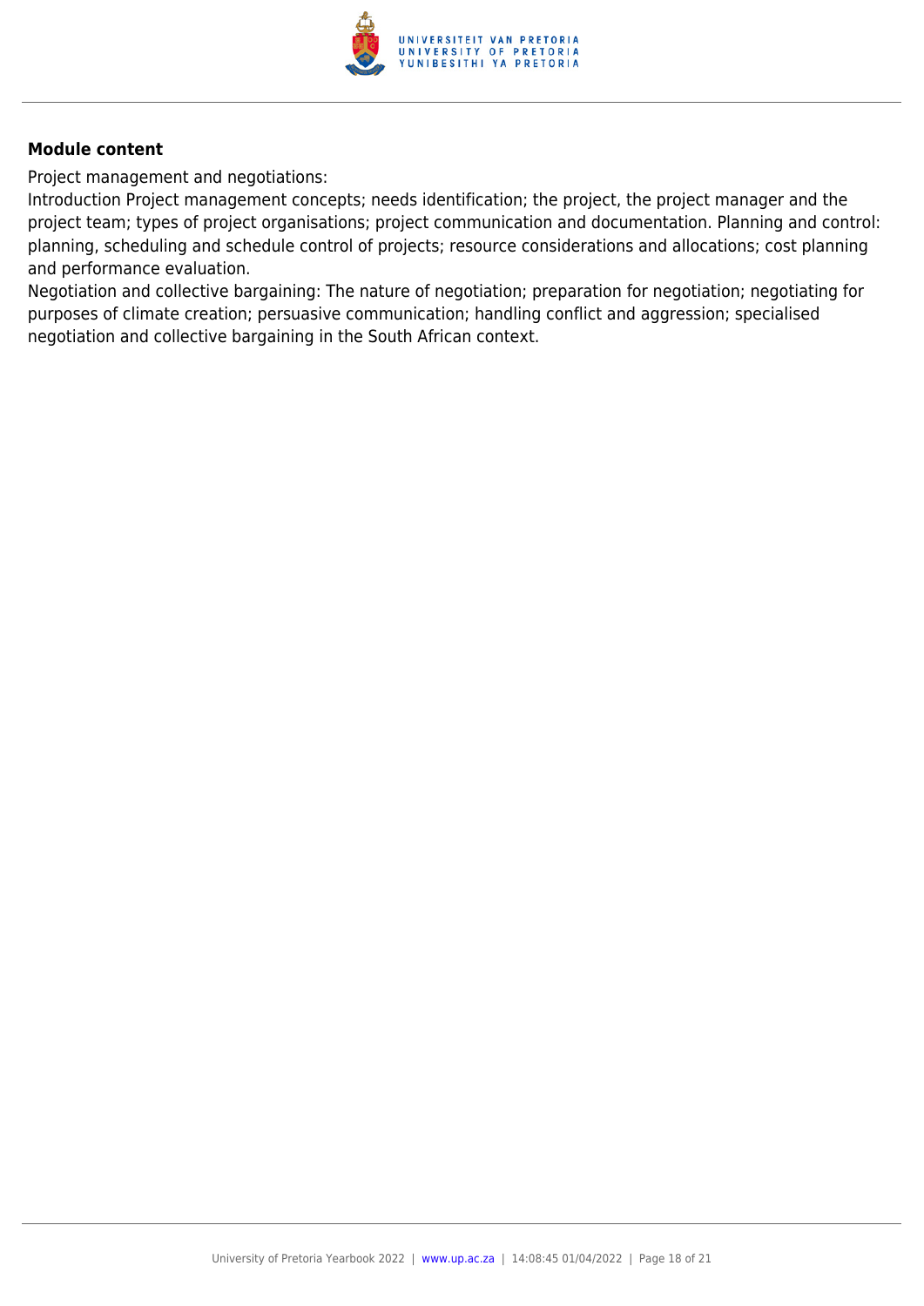**Module content**

Project management and negotiations:
Introduction Project management concepts; needs identification; the project, the project manager and the project team; types of project organisations; project communication and documentation. Planning and control: planning, scheduling and schedule control of projects; resource considerations and allocations; cost planning and performance evaluation.
Negotiation and collective bargaining: The nature of negotiation; preparation for negotiation; negotiating for purposes of climate creation; persuasive communication; handling conflict and aggression; specialised negotiation and collective bargaining in the South African context.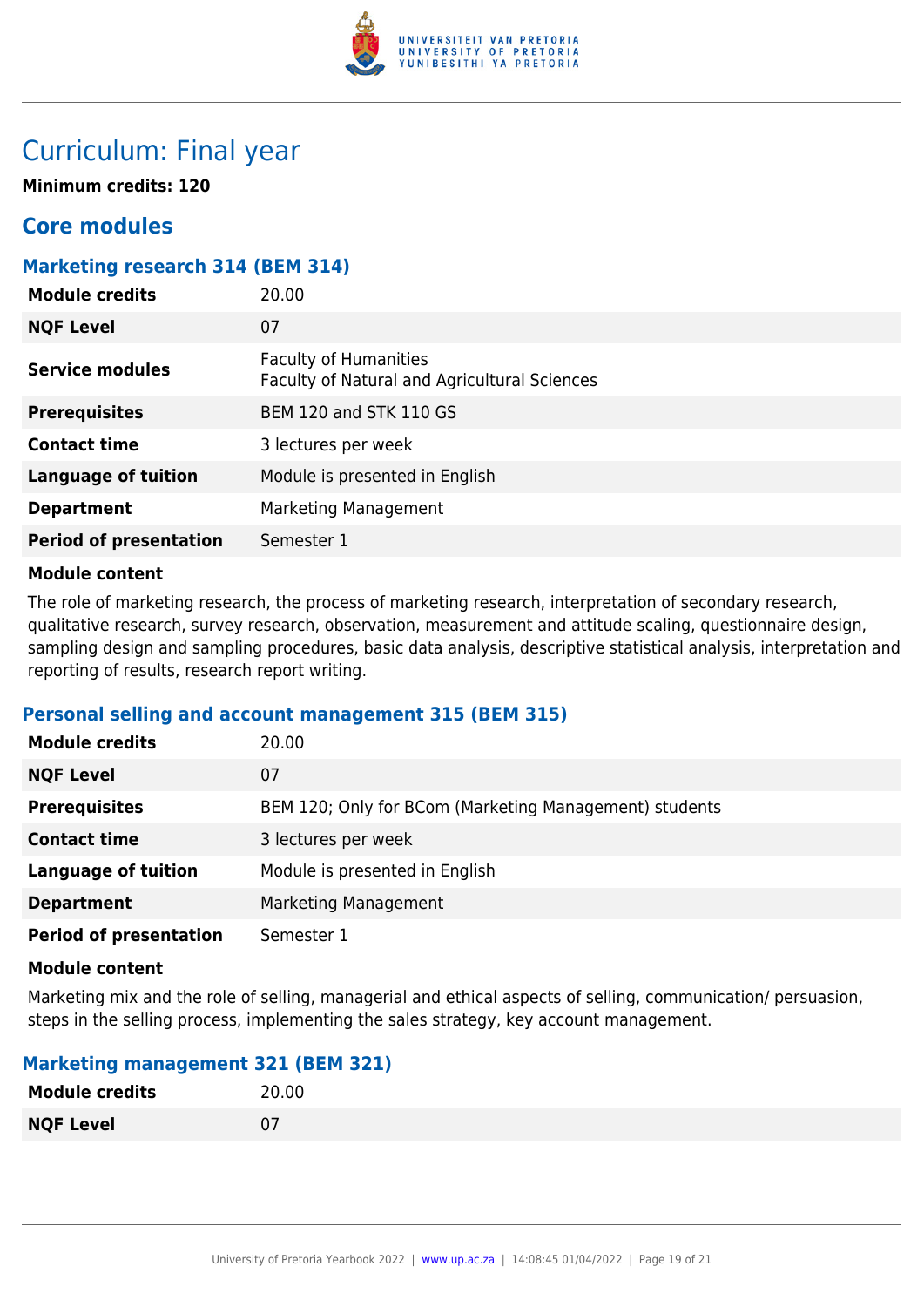# Curriculum: Final year

**Minimum credits: 120**

## Core modules

### Marketing research 314 (BEM 314)

| | |
|---|---|
| **Module credits** | 20.00 |
| **NQF Level** | 07 |
| **Service modules** | Faculty of Humanities<br>Faculty of Natural and Agricultural Sciences |
| **Prerequisites** | BEM 120 and STK 110 GS |
| **Contact time** | 3 lectures per week |
| **Language of tuition** | Module is presented in English |
| **Department** | Marketing Management |
| **Period of presentation** | Semester 1 |

**Module content**

The role of marketing research, the process of marketing research, interpretation of secondary research, qualitative research, survey research, observation, measurement and attitude scaling, questionnaire design, sampling design and sampling procedures, basic data analysis, descriptive statistical analysis, interpretation and reporting of results, research report writing.

### Personal selling and account management 315 (BEM 315)

| | |
|---|---|
| **Module credits** | 20.00 |
| **NQF Level** | 07 |
| **Prerequisites** | BEM 120; Only for BCom (Marketing Management) students |
| **Contact time** | 3 lectures per week |
| **Language of tuition** | Module is presented in English |
| **Department** | Marketing Management |
| **Period of presentation** | Semester 1 |

**Module content**

Marketing mix and the role of selling, managerial and ethical aspects of selling, communication/ persuasion, steps in the selling process, implementing the sales strategy, key account management.

### Marketing management 321 (BEM 321)

| | |
|---|---|
| **Module credits** | 20.00 |
| **NQF Level** | 07 |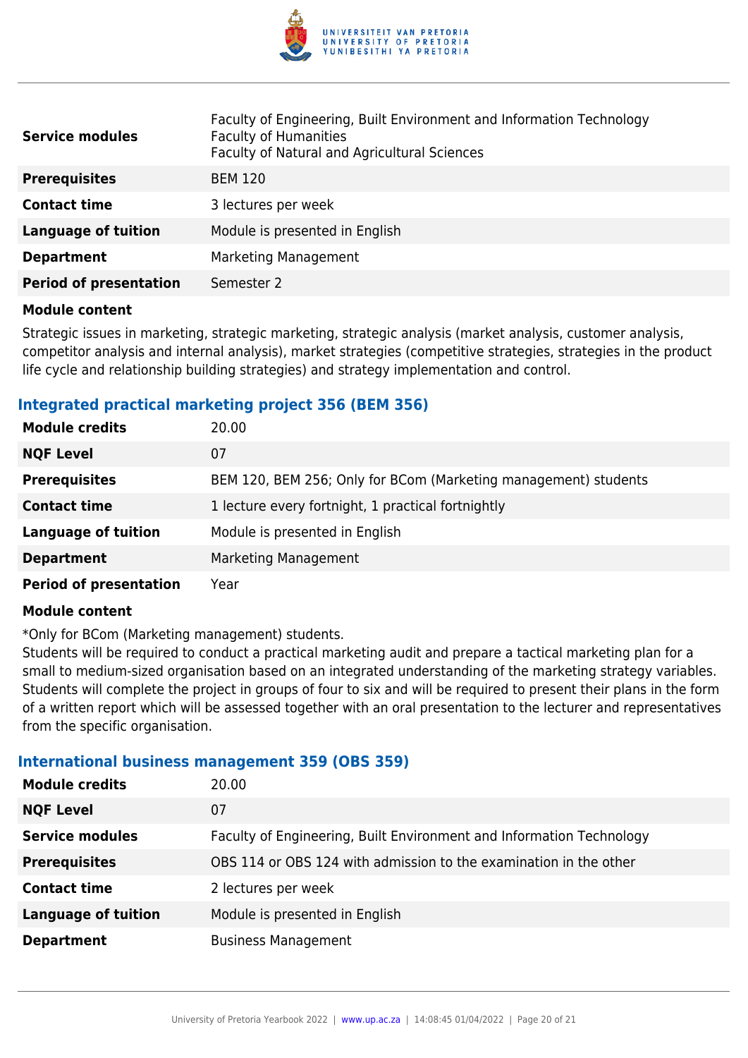| | |
|---|---|
| **Service modules** | Faculty of Engineering, Built Environment and Information Technology<br>Faculty of Humanities<br>Faculty of Natural and Agricultural Sciences |
| **Prerequisites** | BEM 120 |
| **Contact time** | 3 lectures per week |
| **Language of tuition** | Module is presented in English |
| **Department** | Marketing Management |
| **Period of presentation** | Semester 2 |

**Module content**

Strategic issues in marketing, strategic marketing, strategic analysis (market analysis, customer analysis, competitor analysis and internal analysis), market strategies (competitive strategies, strategies in the product life cycle and relationship building strategies) and strategy implementation and control.

### Integrated practical marketing project 356 (BEM 356)

| | |
|---|---|
| **Module credits** | 20.00 |
| **NQF Level** | 07 |
| **Prerequisites** | BEM 120, BEM 256; Only for BCom (Marketing management) students |
| **Contact time** | 1 lecture every fortnight, 1 practical fortnightly |
| **Language of tuition** | Module is presented in English |
| **Department** | Marketing Management |
| **Period of presentation** | Year |

**Module content**

*Only for BCom (Marketing management) students.
Students will be required to conduct a practical marketing audit and prepare a tactical marketing plan for a small to medium-sized organisation based on an integrated understanding of the marketing strategy variables. Students will complete the project in groups of four to six and will be required to present their plans in the form of a written report which will be assessed together with an oral presentation to the lecturer and representatives from the specific organisation.

### International business management 359 (OBS 359)

| | |
|---|---|
| **Module credits** | 20.00 |
| **NQF Level** | 07 |
| **Service modules** | Faculty of Engineering, Built Environment and Information Technology |
| **Prerequisites** | OBS 114 or OBS 124 with admission to the examination in the other |
| **Contact time** | 2 lectures per week |
| **Language of tuition** | Module is presented in English |
| **Department** | Business Management |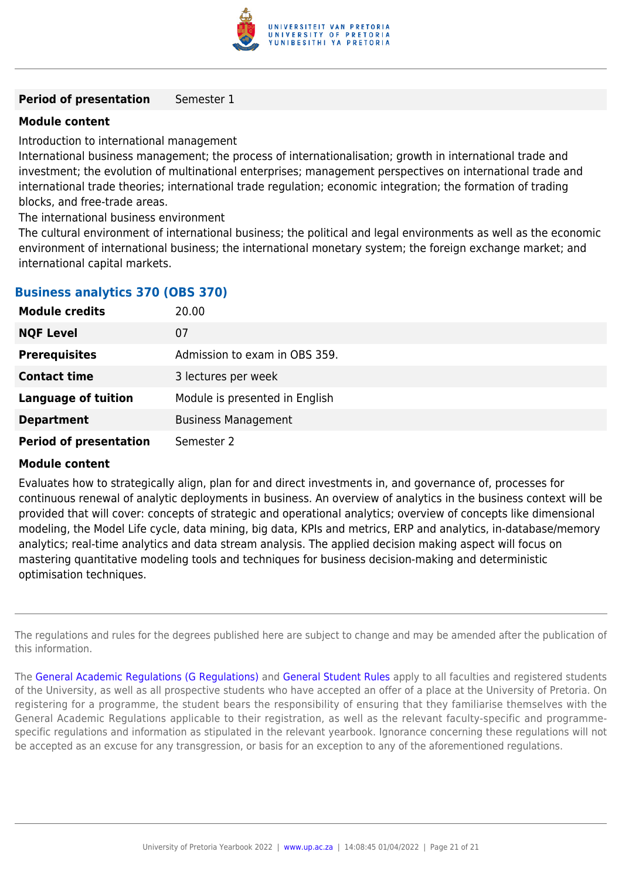| | |
|---|---|
| **Period of presentation** | Semester 1 |

**Module content**

Introduction to international management
International business management; the process of internationalisation; growth in international trade and investment; the evolution of multinational enterprises; management perspectives on international trade and international trade theories; international trade regulation; economic integration; the formation of trading blocks, and free-trade areas.
The international business environment
The cultural environment of international business; the political and legal environments as well as the economic environment of international business; the international monetary system; the foreign exchange market; and international capital markets.

## Business analytics 370 (OBS 370)

| | |
|---|---|
| **Module credits** | 20.00 |
| **NQF Level** | 07 |
| **Prerequisites** | Admission to exam in OBS 359. |
| **Contact time** | 3 lectures per week |
| **Language of tuition** | Module is presented in English |
| **Department** | Business Management |
| **Period of presentation** | Semester 2 |

**Module content**

Evaluates how to strategically align, plan for and direct investments in, and governance of, processes for continuous renewal of analytic deployments in business. An overview of analytics in the business context will be provided that will cover: concepts of strategic and operational analytics; overview of concepts like dimensional modeling, the Model Life cycle, data mining, big data, KPIs and metrics, ERP and analytics, in-database/memory analytics; real-time analytics and data stream analysis. The applied decision making aspect will focus on mastering quantitative modeling tools and techniques for business decision-making and deterministic optimisation techniques.

---

The regulations and rules for the degrees published here are subject to change and may be amended after the publication of this information.

The General Academic Regulations (G Regulations) and General Student Rules apply to all faculties and registered students of the University, as well as all prospective students who have accepted an offer of a place at the University of Pretoria. On registering for a programme, the student bears the responsibility of ensuring that they familiarise themselves with the General Academic Regulations applicable to their registration, as well as the relevant faculty-specific and programme-specific regulations and information as stipulated in the relevant yearbook. Ignorance concerning these regulations will not be accepted as an excuse for any transgression, or basis for an exception to any of the aforementioned regulations.